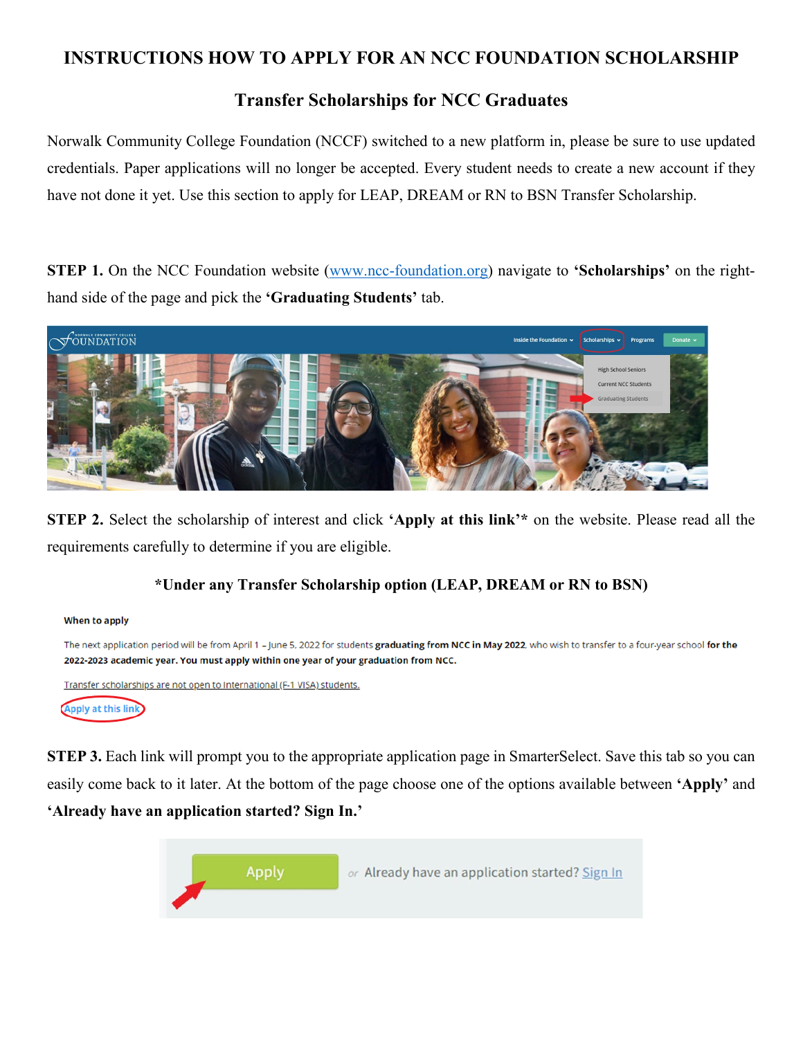# INSTRUCTIONS HOW TO APPLY FOR AN NCC FOUNDATION SCHOLARSHIP

## Transfer Scholarships for NCC Graduates

Norwalk Community College Foundation (NCCF) switched to a new platform in, please be sure to use updated credentials. Paper applications will no longer be accepted. Every student needs to create a new account if they have not done it yet. Use this section to apply for LEAP, DREAM or RN to BSN Transfer Scholarship.

**STEP 1.** On the NCC Foundation website (www.ncc-foundation.org) navigate to **'Scholarships'** on the right-hand side of the page and pick the **'Graduating Students'** tab.

**STEP 2.** Select the scholarship of interest and click **'Apply at this link'\*** on the website. Please read all the requirements carefully to determine if you are eligible.

**\*Under any Transfer Scholarship option (LEAP, DREAM or RN to BSN)**

**When to apply**

The next application period will be from April 1 – June 5, 2022 for students **graduating from NCC in May 2022**, who wish to transfer to a four-year school **for the 2022-2023 academic year. You must apply within one year of your graduation from NCC.**

Transfer scholarships are not open to international (F-1 VISA) students.

Apply at this link

**STEP 3.** Each link will prompt you to the appropriate application page in SmarterSelect. Save this tab so you can easily come back to it later. At the bottom of the page choose one of the options available between **'Apply'** and **'Already have an application started? Sign In.'**

Apply *or* Already have an application started? Sign In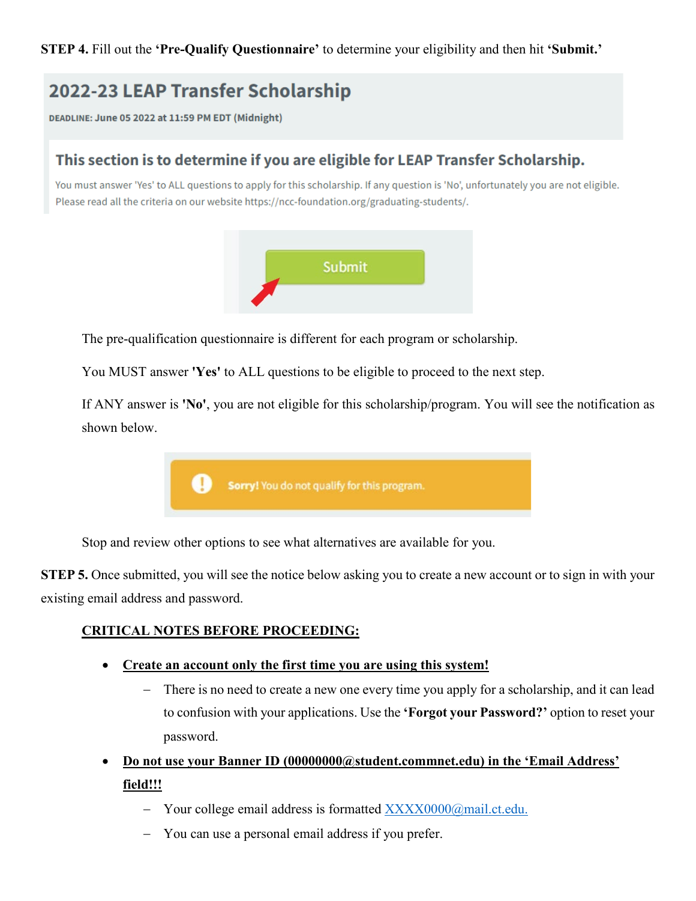**STEP 4.** Fill out the **'Pre-Qualify Questionnaire'** to determine your eligibility and then hit **'Submit.'**

2022-23 LEAP Transfer Scholarship

DEADLINE: June 05 2022 at 11:59 PM EDT (Midnight)

This section is to determine if you are eligible for LEAP Transfer Scholarship.

You must answer 'Yes' to ALL questions to apply for this scholarship. If any question is 'No', unfortunately you are not eligible. Please read all the criteria on our website https://ncc-foundation.org/graduating-students/.

Submit

The pre-qualification questionnaire is different for each program or scholarship.

You MUST answer **'Yes'** to ALL questions to be eligible to proceed to the next step.

If ANY answer is **'No'**, you are not eligible for this scholarship/program. You will see the notification as shown below.

Sorry! You do not qualify for this program.

Stop and review other options to see what alternatives are available for you.

**STEP 5.** Once submitted, you will see the notice below asking you to create a new account or to sign in with your existing email address and password.

**CRITICAL NOTES BEFORE PROCEEDING:**

- **Create an account only the first time you are using this system!**
  - There is no need to create a new one every time you apply for a scholarship, and it can lead to confusion with your applications. Use the **'Forgot your Password?'** option to reset your password.
- **Do not use your Banner ID (00000000@student.commnet.edu) in the 'Email Address' field!!!**
  - Your college email address is formatted XXXX0000@mail.ct.edu.
  - You can use a personal email address if you prefer.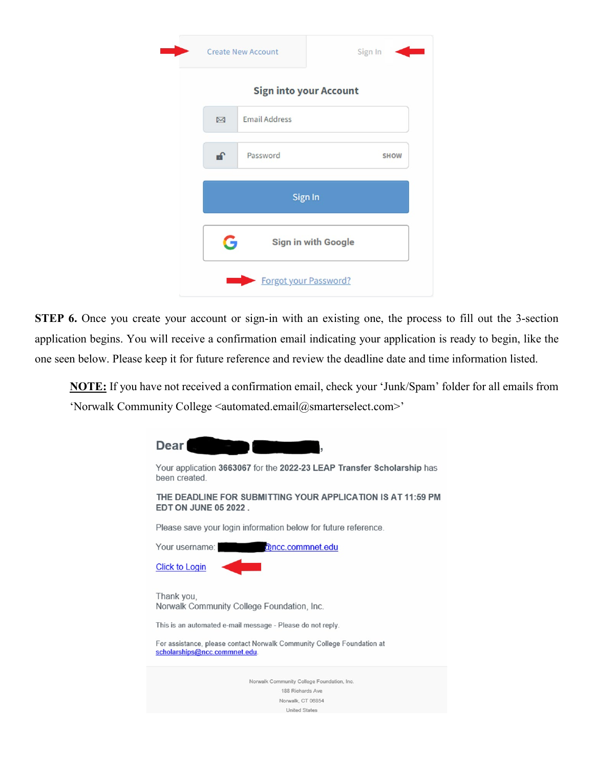Create New Account | Sign In

**Sign into your Account**

Email Address

Password SHOW

Sign In

Sign in with Google

Forgot your Password?

**STEP 6.** Once you create your account or sign-in with an existing one, the process to fill out the 3-section application begins. You will receive a confirmation email indicating your application is ready to begin, like the one seen below. Please keep it for future reference and review the deadline date and time information listed.

> **NOTE:** If you have not received a confirmation email, check your 'Junk/Spam' folder for all emails from 'Norwalk Community College <automated.email@smarterselect.com>'

**Dear** ,

Your application **3663067** for the **2022-23 LEAP Transfer Scholarship** has been created.

**THE DEADLINE FOR SUBMITTING YOUR APPLICATION IS AT 11:59 PM EDT ON JUNE 05 2022 .**

Please save your login information below for future reference.

Your username: @ncc.commnet.edu

Click to Login

Thank you,
Norwalk Community College Foundation, Inc.

This is an automated e-mail message - Please do not reply.

For assistance, please contact Norwalk Community College Foundation at scholarships@ncc.commnet.edu.

Norwalk Community College Foundation, Inc.
188 Richards Ave
Norwalk, CT 06854
United States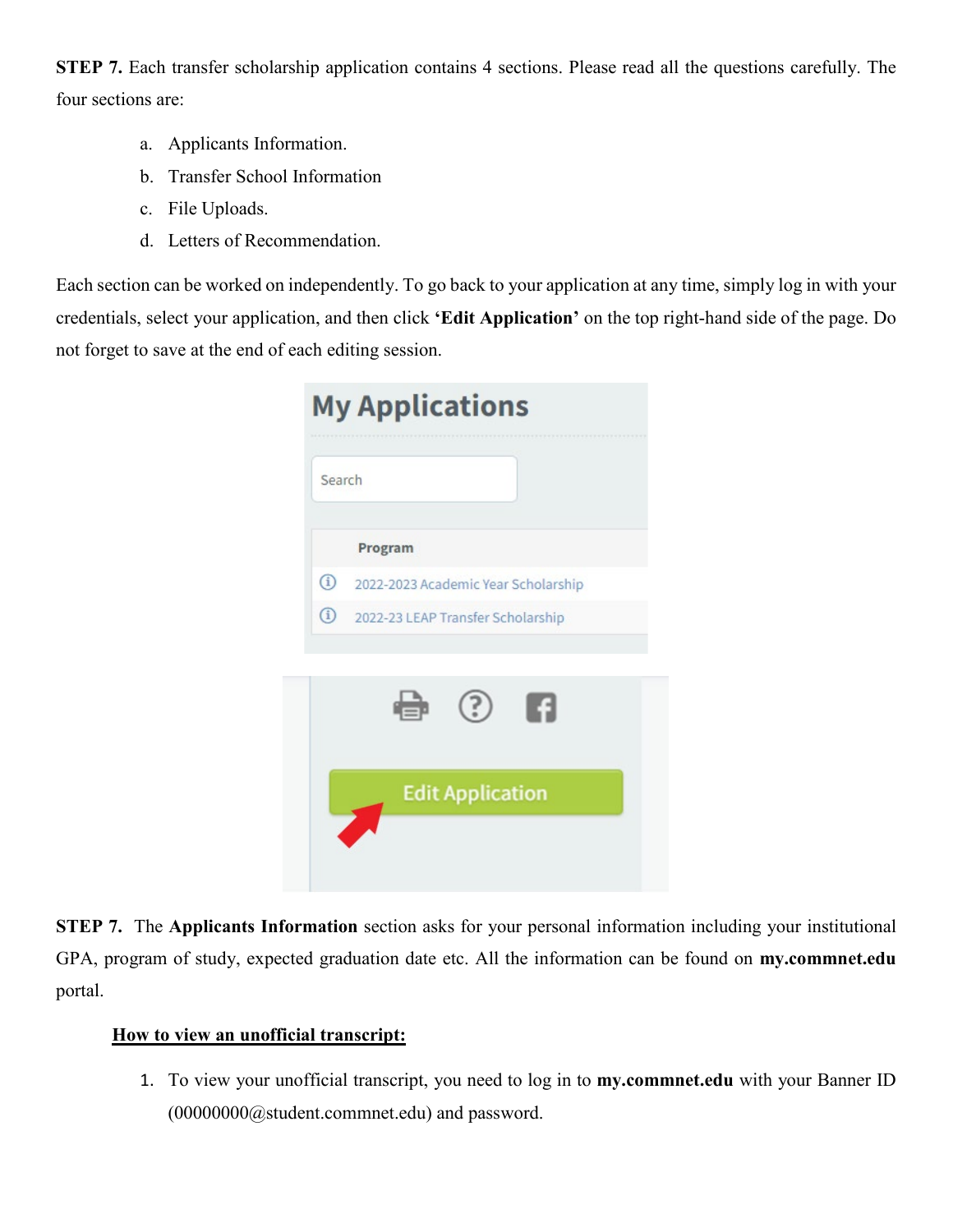**STEP 7.** Each transfer scholarship application contains 4 sections. Please read all the questions carefully. The four sections are:

a. Applicants Information.
b. Transfer School Information
c. File Uploads.
d. Letters of Recommendation.

Each section can be worked on independently. To go back to your application at any time, simply log in with your credentials, select your application, and then click **'Edit Application'** on the top right-hand side of the page. Do not forget to save at the end of each editing session.

**STEP 7.** The **Applicants Information** section asks for your personal information including your institutional GPA, program of study, expected graduation date etc. All the information can be found on **my.commnet.edu** portal.

**<u>How to view an unofficial transcript:</u>**

1. To view your unofficial transcript, you need to log in to **my.commnet.edu** with your Banner ID (00000000@student.commnet.edu) and password.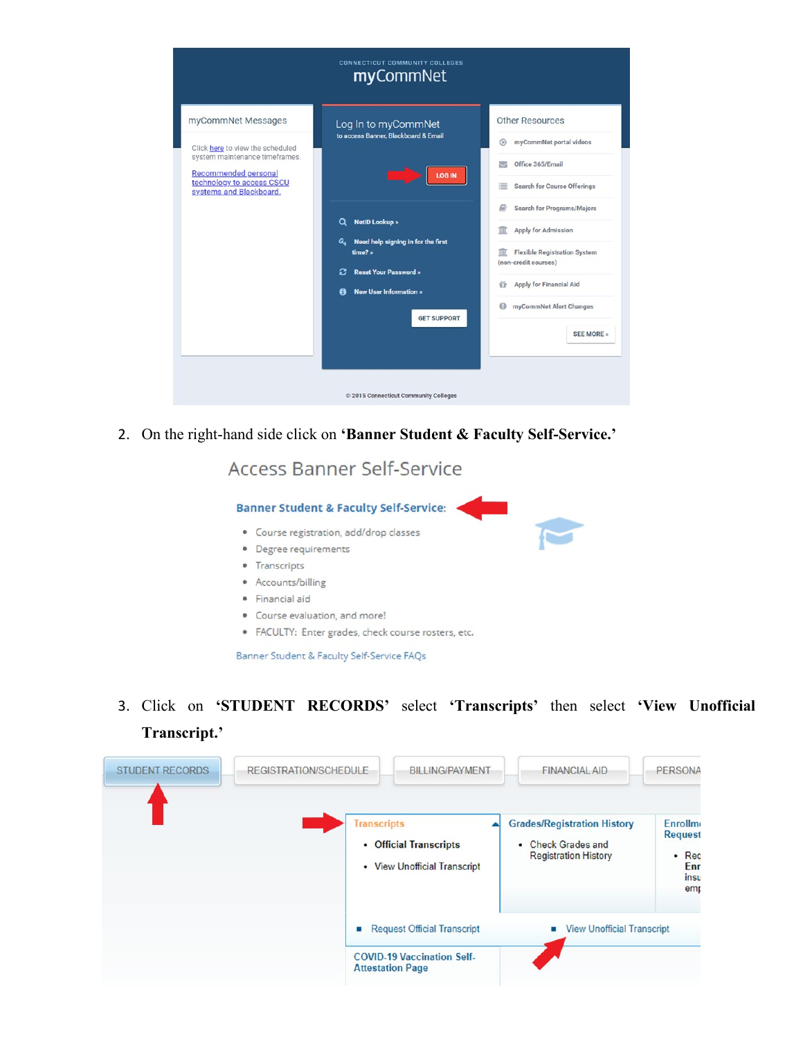2. On the right-hand side click on **'Banner Student & Faculty Self-Service.'**

3. Click on **'STUDENT RECORDS'** select **'Transcripts'** then select **'View Unofficial Transcript.'**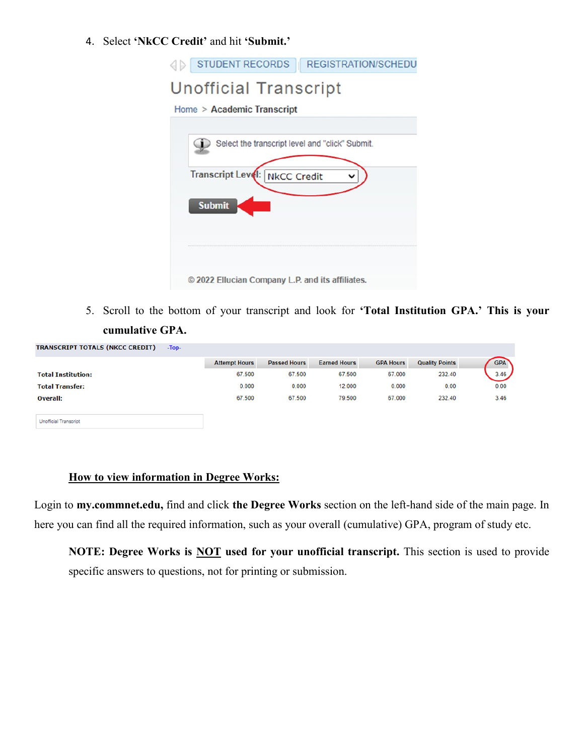4. Select **'NkCC Credit'** and hit **'Submit.'**

STUDENT RECORDS | REGISTRATION/SCHEDU

Unofficial Transcript

Home > Academic Transcript

Select the transcript level and "click" Submit.

Transcript Level: NkCC Credit

Submit

© 2022 Ellucian Company L.P. and its affiliates.

5. Scroll to the bottom of your transcript and look for **'Total Institution GPA.' This is your cumulative GPA.**

TRANSCRIPT TOTALS (NKCC CREDIT) -Top-

| | Attempt Hours | Passed Hours | Earned Hours | GPA Hours | Quality Points | GPA |
|---|---|---|---|---|---|---|
| **Total Institution:** | 67.500 | 67.500 | 67.500 | 67.000 | 232.40 | 3.46 |
| **Total Transfer:** | 0.000 | 0.000 | 12.000 | 0.000 | 0.00 | 0.00 |
| **Overall:** | 67.500 | 67.500 | 79.500 | 67.000 | 232.40 | 3.46 |

Unofficial Transcript

## How to view information in Degree Works:

Login to **my.commnet.edu,** find and click **the Degree Works** section on the left-hand side of the main page. In here you can find all the required information, such as your overall (cumulative) GPA, program of study etc.

**NOTE: Degree Works is NOT used for your unofficial transcript.** This section is used to provide specific answers to questions, not for printing or submission.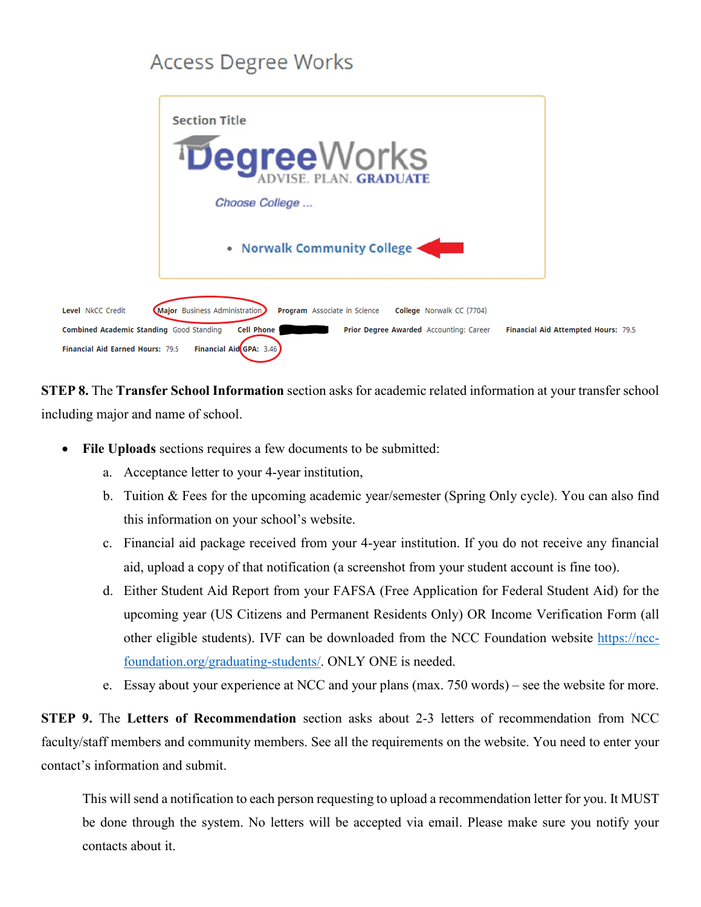Access Degree Works

Section Title

DegreeWorks
ADVISE. PLAN. GRADUATE

*Choose College ...*

- Norwalk Community College

**Level** NkCC Credit **Major** Business Administration **Program** Associate in Science **College** Norwalk CC (7704)
**Combined Academic Standing** Good Standing **Cell Phone** **Prior Degree Awarded** Accounting: Career **Financial Aid Attempted Hours:** 79.5
**Financial Aid Earned Hours:** 79.5 **Financial Aid GPA:** 3.46

**STEP 8.** The **Transfer School Information** section asks for academic related information at your transfer school including major and name of school.

- **File Uploads** sections requires a few documents to be submitted:
  a. Acceptance letter to your 4-year institution,
  b. Tuition & Fees for the upcoming academic year/semester (Spring Only cycle). You can also find this information on your school's website.
  c. Financial aid package received from your 4-year institution. If you do not receive any financial aid, upload a copy of that notification (a screenshot from your student account is fine too).
  d. Either Student Aid Report from your FAFSA (Free Application for Federal Student Aid) for the upcoming year (US Citizens and Permanent Residents Only) OR Income Verification Form (all other eligible students). IVF can be downloaded from the NCC Foundation website [https://ncc-foundation.org/graduating-students/](https://ncc-foundation.org/graduating-students/). ONLY ONE is needed.
  e. Essay about your experience at NCC and your plans (max. 750 words) – see the website for more.

**STEP 9.** The **Letters of Recommendation** section asks about 2-3 letters of recommendation from NCC faculty/staff members and community members. See all the requirements on the website. You need to enter your contact's information and submit.

This will send a notification to each person requesting to upload a recommendation letter for you. It MUST be done through the system. No letters will be accepted via email. Please make sure you notify your contacts about it.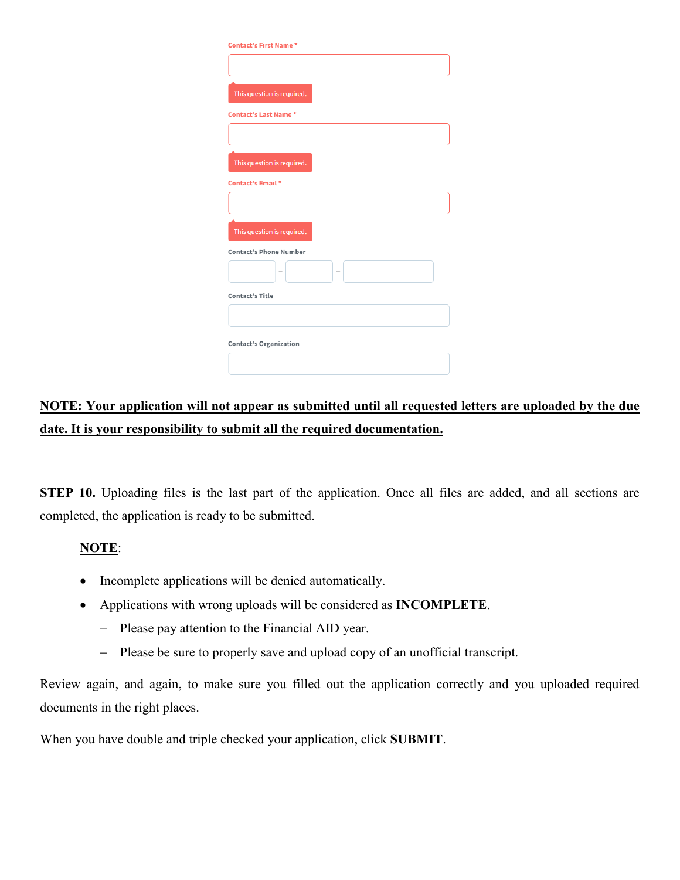Contact's First Name *

This question is required.

Contact's Last Name *

This question is required.

Contact's Email *

This question is required.

Contact's Phone Number

Contact's Title

Contact's Organization

**NOTE: Your application will not appear as submitted until all requested letters are uploaded by the due date. It is your responsibility to submit all the required documentation.**

**STEP 10.** Uploading files is the last part of the application. Once all files are added, and all sections are completed, the application is ready to be submitted.

**NOTE**:

- Incomplete applications will be denied automatically.
- Applications with wrong uploads will be considered as **INCOMPLETE**.
  - Please pay attention to the Financial AID year.
  - Please be sure to properly save and upload copy of an unofficial transcript.

Review again, and again, to make sure you filled out the application correctly and you uploaded required documents in the right places.

When you have double and triple checked your application, click **SUBMIT**.